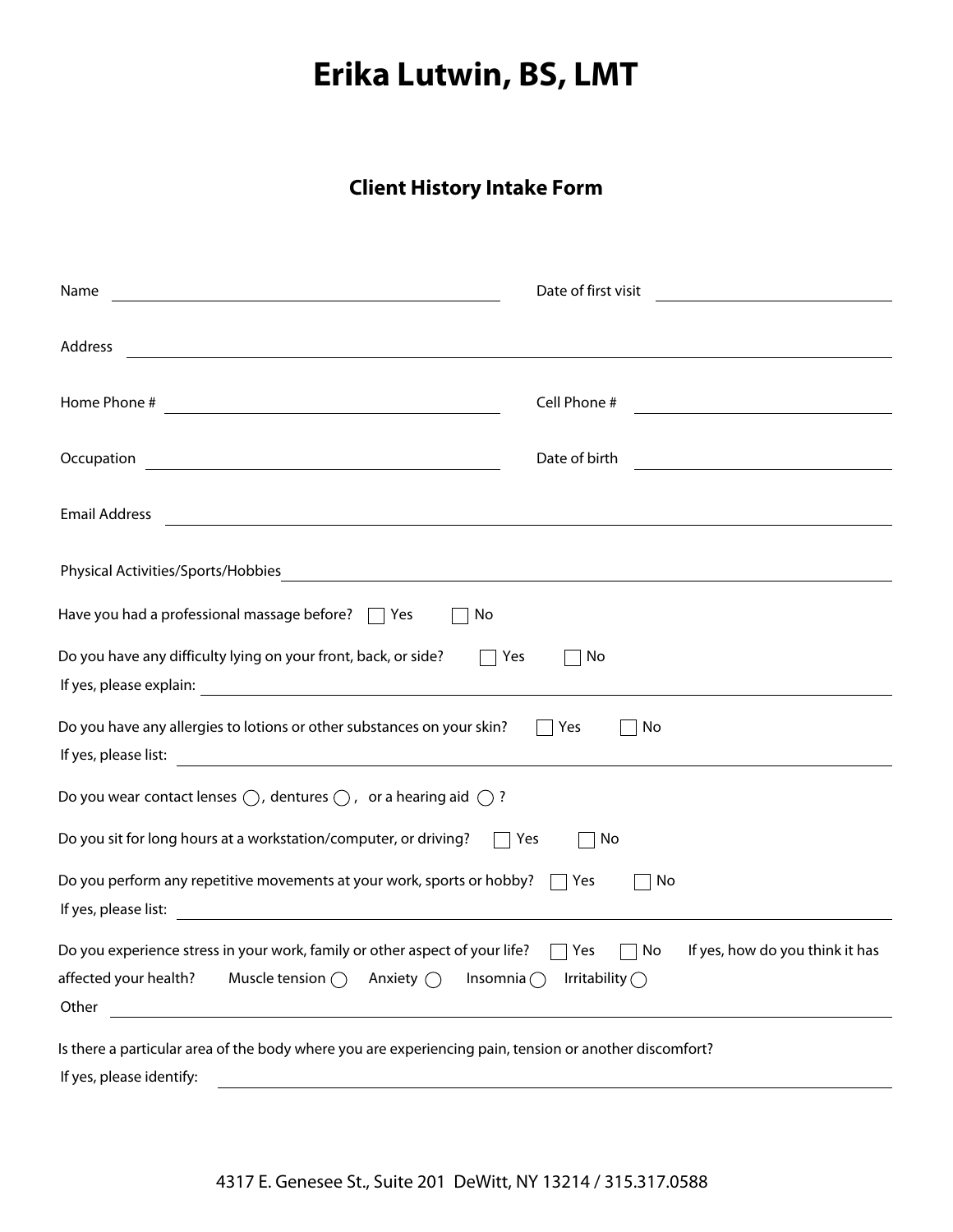# Erika Lutwin, BS, LMT

## Client History Intake Form

Name ______________________________ Date of first visit ______________________

Address ______________________________________________________________

Home Phone # ______________________________ Cell Phone # ______________________

Occupation ______________________________ Date of birth ______________________

Email Address ______________________________________________________________

Physical Activities/Sports/Hobbies ___________________________________________

Have you had a professional massage before? ☐ Yes ☐ No

Do you have any difficulty lying on your front, back, or side? ☐ Yes ☐ No
If yes, please explain: ______________________________________________________

Do you have any allergies to lotions or other substances on your skin? ☐ Yes ☐ No
If yes, please list: ________________________________________________________

Do you wear contact lenses ◯, dentures ◯, or a hearing aid ◯ ?

Do you sit for long hours at a workstation/computer, or driving? ☐ Yes ☐ No

Do you perform any repetitive movements at your work, sports or hobby? ☐ Yes ☐ No
If yes, please list: ________________________________________________________

Do you experience stress in your work, family or other aspect of your life? ☐ Yes ☐ No If yes, how do you think it has affected your health? Muscle tension ◯ Anxiety ◯ Insomnia ◯ Irritability ◯
Other ____________________________________________________________________

Is there a particular area of the body where you are experiencing pain, tension or another discomfort?
If yes, please identify: _____________________________________________________

4317 E. Genesee St., Suite 201 DeWitt, NY 13214 / 315.317.0588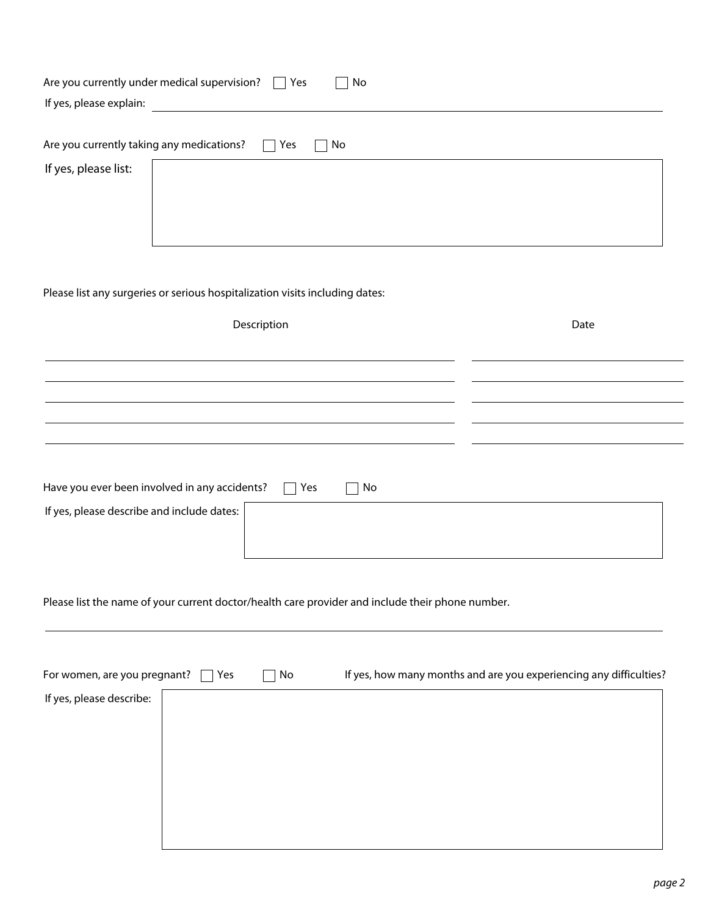Are you currently under medical supervision? ☐ Yes ☐ No

If yes, please explain: ______________________________________________

Are you currently taking any medications? ☐ Yes ☐ No

If yes, please list:

| |
|---|
| |

Please list any surgeries or serious hospitalization visits including dates:

| Description | Date |
|---|---|
| | |
| | |
| | |
| | |
| | |

Have you ever been involved in any accidents? ☐ Yes ☐ No

If yes, please describe and include dates:

| |
|---|
| |

Please list the name of your current doctor/health care provider and include their phone number.

______________________________________________

For women, are you pregnant? ☐ Yes ☐ No If yes, how many months and are you experiencing any difficulties?

If yes, please describe:

| |
|---|
| |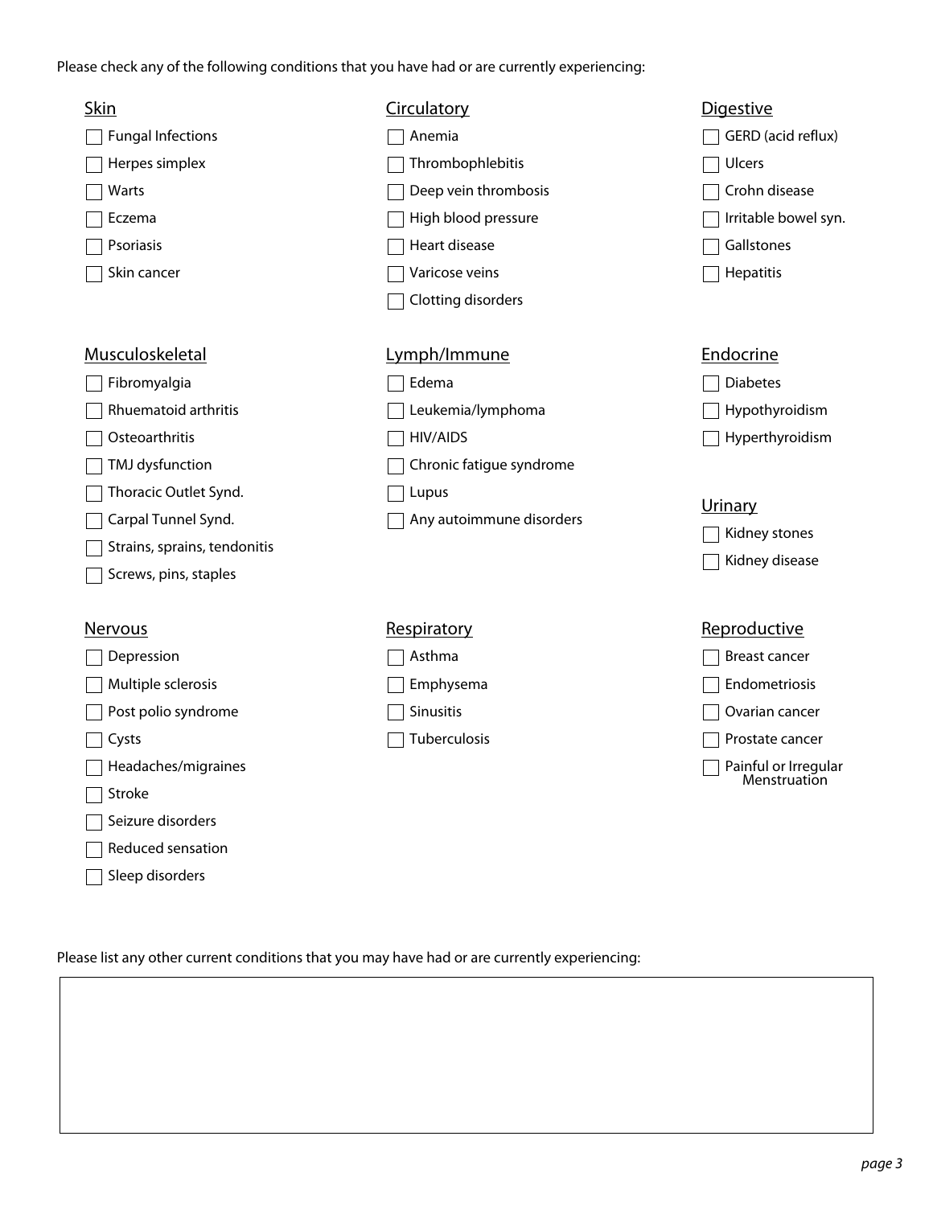Please check any of the following conditions that you have had or are currently experiencing:

**Skin**

- [ ] Fungal Infections
- [ ] Herpes simplex
- [ ] Warts
- [ ] Eczema
- [ ] Psoriasis
- [ ] Skin cancer

**Circulatory**

- [ ] Anemia
- [ ] Thrombophlebitis
- [ ] Deep vein thrombosis
- [ ] High blood pressure
- [ ] Heart disease
- [ ] Varicose veins
- [ ] Clotting disorders

**Digestive**

- [ ] GERD (acid reflux)
- [ ] Ulcers
- [ ] Crohn disease
- [ ] Irritable bowel syn.
- [ ] Gallstones
- [ ] Hepatitis

**Musculoskeletal**

- [ ] Fibromyalgia
- [ ] Rhuematoid arthritis
- [ ] Osteoarthritis
- [ ] TMJ dysfunction
- [ ] Thoracic Outlet Synd.
- [ ] Carpal Tunnel Synd.
- [ ] Strains, sprains, tendonitis
- [ ] Screws, pins, staples

**Lymph/Immune**

- [ ] Edema
- [ ] Leukemia/lymphoma
- [ ] HIV/AIDS
- [ ] Chronic fatigue syndrome
- [ ] Lupus
- [ ] Any autoimmune disorders

**Endocrine**

- [ ] Diabetes
- [ ] Hypothyroidism
- [ ] Hyperthyroidism

**Urinary**

- [ ] Kidney stones
- [ ] Kidney disease

**Nervous**

- [ ] Depression
- [ ] Multiple sclerosis
- [ ] Post polio syndrome
- [ ] Cysts
- [ ] Headaches/migraines
- [ ] Stroke
- [ ] Seizure disorders
- [ ] Reduced sensation
- [ ] Sleep disorders

**Respiratory**

- [ ] Asthma
- [ ] Emphysema
- [ ] Sinusitis
- [ ] Tuberculosis

**Reproductive**

- [ ] Breast cancer
- [ ] Endometriosis
- [ ] Ovarian cancer
- [ ] Prostate cancer
- [ ] Painful or Irregular Menstruation

Please list any other current conditions that you may have had or are currently experiencing: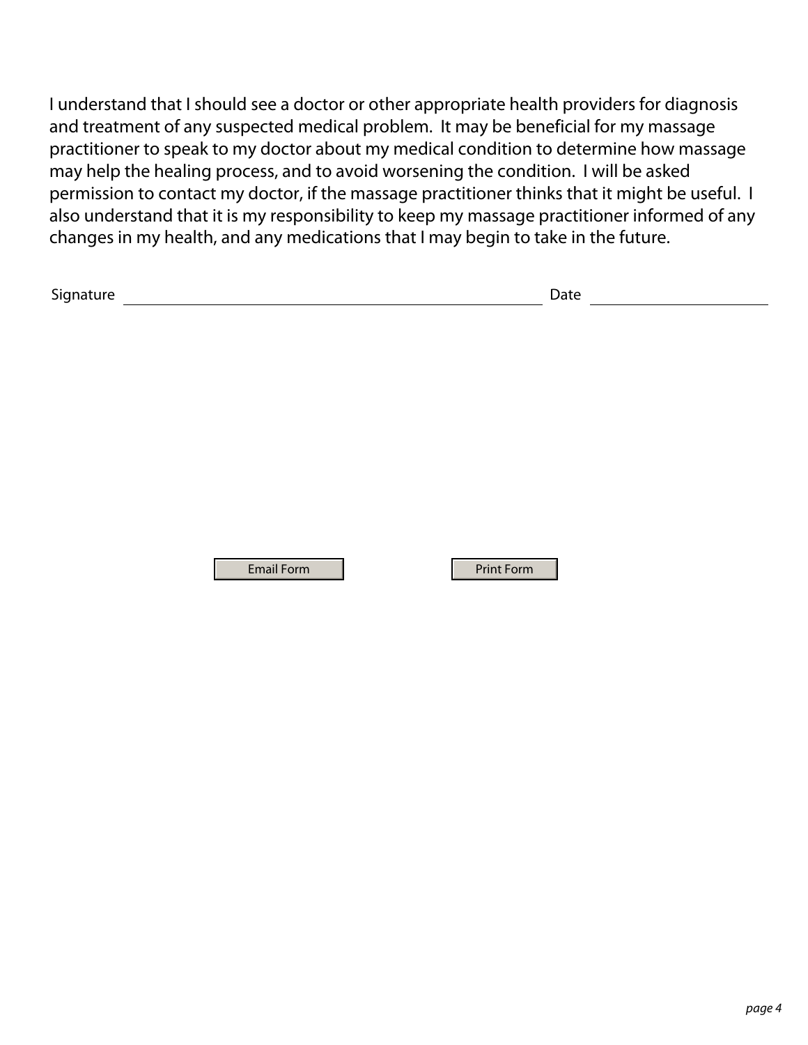I understand that I should see a doctor or other appropriate health providers for diagnosis and treatment of any suspected medical problem. It may be beneficial for my massage practitioner to speak to my doctor about my medical condition to determine how massage may help the healing process, and to avoid worsening the condition. I will be asked permission to contact my doctor, if the massage practitioner thinks that it might be useful. I also understand that it is my responsibility to keep my massage practitioner informed of any changes in my health, and any medications that I may begin to take in the future.

Signature ______________________________ Date ______________

Email Form

Print Form